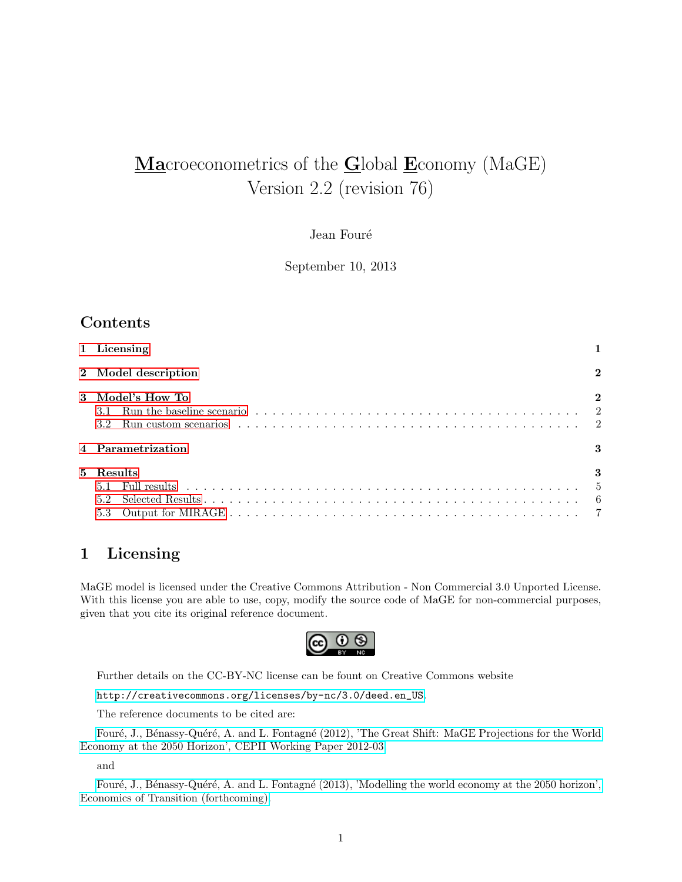# **Ma**croeconometrics of the **G**lobal **E**conomy (MaGE) Version 2.2 (revision 76)

Jean Fouré

September 10, 2013

## Contents

- 1 Licensing — 1
- 2 Model description — 2
- 3 Model's How To — 2
  - 3.1 Run the baseline scenario — 2
  - 3.2 Run custom scenarios — 2
- 4 Parametrization — 3
- 5 Results — 3
  - 5.1 Full results — 5
  - 5.2 Selected Results — 6
  - 5.3 Output for MIRAGE — 7

## 1 Licensing

MaGE model is licensed under the Creative Commons Attribution - Non Commercial 3.0 Unported License. With this license you are able to use, copy, modify the source code of MaGE for non-commercial purposes, given that you cite its original reference document.

Further details on the CC-BY-NC license can be fount on Creative Commons website

http://creativecommons.org/licenses/by-nc/3.0/deed.en_US.

The reference documents to be cited are:

Fouré, J., Bénassy-Quéré, A. and L. Fontagné (2012), 'The Great Shift: MaGE Projections for the World Economy at the 2050 Horizon', CEPII Working Paper 2012-03

and

Fouré, J., Bénassy-Quéré, A. and L. Fontagné (2013), 'Modelling the world economy at the 2050 horizon', Economics of Transition (forthcoming)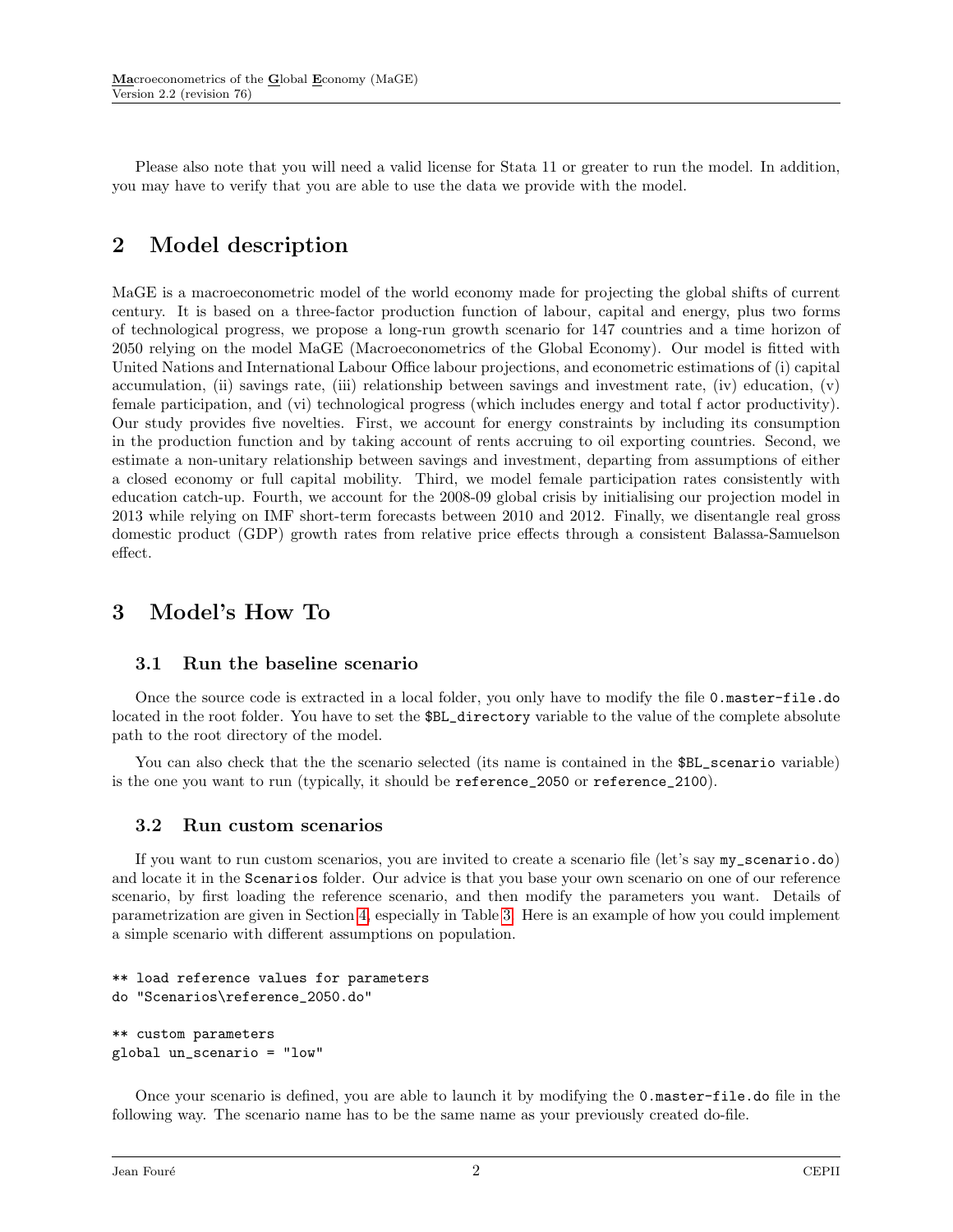Please also note that you will need a valid license for Stata 11 or greater to run the model. In addition, you may have to verify that you are able to use the data we provide with the model.

## 2 Model description

MaGE is a macroeconometric model of the world economy made for projecting the global shifts of current century. It is based on a three-factor production function of labour, capital and energy, plus two forms of technological progress, we propose a long-run growth scenario for 147 countries and a time horizon of 2050 relying on the model MaGE (Macroeconometrics of the Global Economy). Our model is fitted with United Nations and International Labour Office labour projections, and econometric estimations of (i) capital accumulation, (ii) savings rate, (iii) relationship between savings and investment rate, (iv) education, (v) female participation, and (vi) technological progress (which includes energy and total f actor productivity). Our study provides five novelties. First, we account for energy constraints by including its consumption in the production function and by taking account of rents accruing to oil exporting countries. Second, we estimate a non-unitary relationship between savings and investment, departing from assumptions of either a closed economy or full capital mobility. Third, we model female participation rates consistently with education catch-up. Fourth, we account for the 2008-09 global crisis by initialising our projection model in 2013 while relying on IMF short-term forecasts between 2010 and 2012. Finally, we disentangle real gross domestic product (GDP) growth rates from relative price effects through a consistent Balassa-Samuelson effect.

## 3 Model's How To

### 3.1 Run the baseline scenario

Once the source code is extracted in a local folder, you only have to modify the file `0.master-file.do` located in the root folder. You have to set the `$BL_directory` variable to the value of the complete absolute path to the root directory of the model.

You can also check that the the scenario selected (its name is contained in the `$BL_scenario` variable) is the one you want to run (typically, it should be `reference_2050` or `reference_2100`).

### 3.2 Run custom scenarios

If you want to run custom scenarios, you are invited to create a scenario file (let's say `my_scenario.do`) and locate it in the `Scenarios` folder. Our advice is that you base your own scenario on one of our reference scenario, by first loading the reference scenario, and then modify the parameters you want. Details of parametrization are given in Section 4, especially in Table 3. Here is an example of how you could implement a simple scenario with different assumptions on population.

```
** load reference values for parameters
do "Scenarios\reference_2050.do"

** custom parameters
global un_scenario = "low"
```

Once your scenario is defined, you are able to launch it by modifying the `0.master-file.do` file in the following way. The scenario name has to be the same name as your previously created do-file.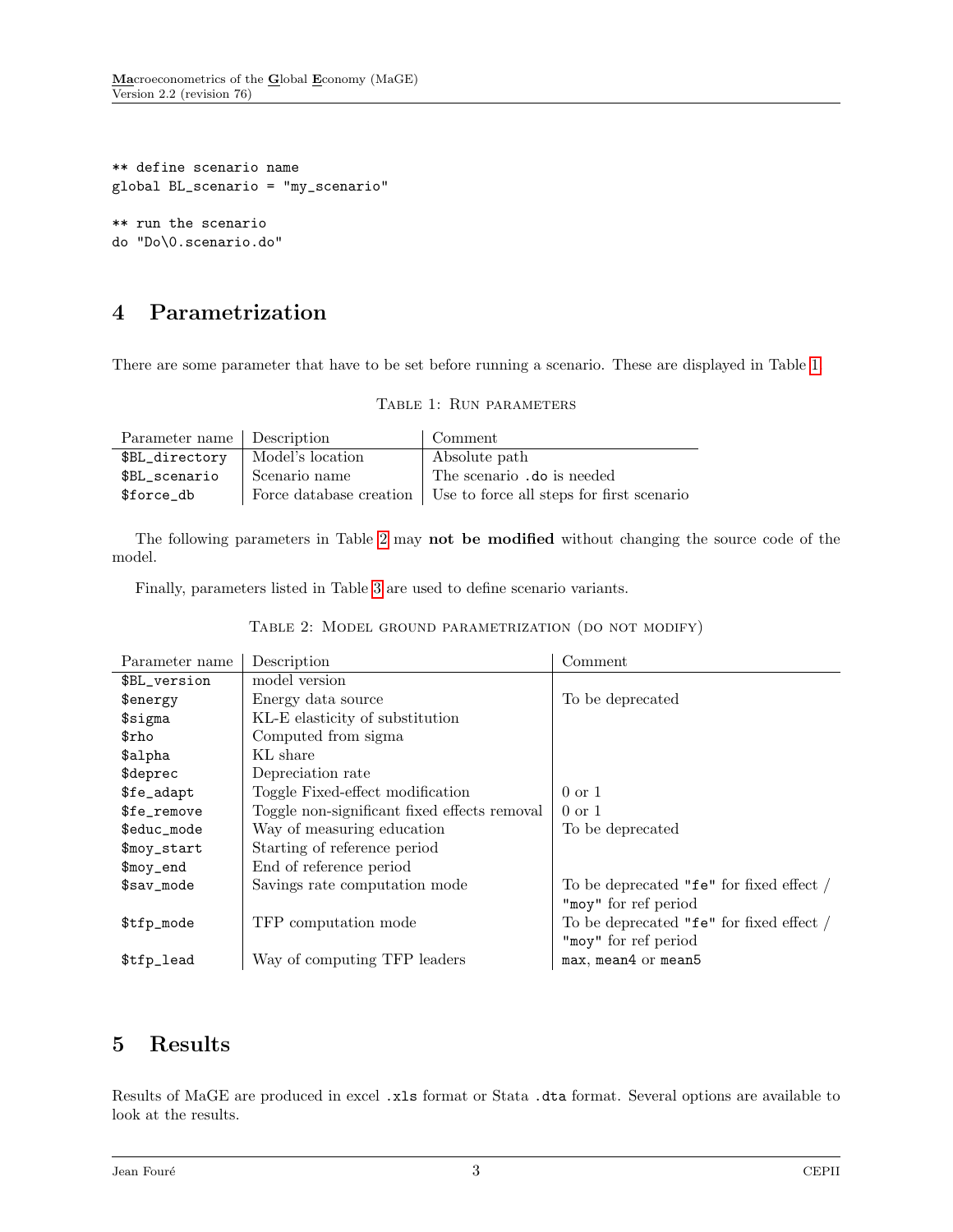```
** define scenario name
global BL_scenario = "my_scenario"

** run the scenario
do "Do\0.scenario.do"
```

# 4 Parametrization

There are some parameter that have to be set before running a scenario. These are displayed in Table 1.

Table 1: Run parameters

| Parameter name | Description | Comment |
|---|---|---|
| `$BL_directory` | Model's location | Absolute path |
| `$BL_scenario` | Scenario name | The scenario `.do` is needed |
| `$force_db` | Force database creation | Use to force all steps for first scenario |

The following parameters in Table 2 may **not be modified** without changing the source code of the model.

Finally, parameters listed in Table 3 are used to define scenario variants.

Table 2: Model ground parametrization (do not modify)

| Parameter name | Description | Comment |
|---|---|---|
| `$BL_version` | model version | |
| `$energy` | Energy data source | To be deprecated |
| `$sigma` | KL-E elasticity of substitution | |
| `$rho` | Computed from sigma | |
| `$alpha` | KL share | |
| `$deprec` | Depreciation rate | |
| `$fe_adapt` | Toggle Fixed-effect modification | 0 or 1 |
| `$fe_remove` | Toggle non-significant fixed effects removal | 0 or 1 |
| `$educ_mode` | Way of measuring education | To be deprecated |
| `$moy_start` | Starting of reference period | |
| `$moy_end` | End of reference period | |
| `$sav_mode` | Savings rate computation mode | To be deprecated `"fe"` for fixed effect / `"moy"` for ref period |
| `$tfp_mode` | TFP computation mode | To be deprecated `"fe"` for fixed effect / `"moy"` for ref period |
| `$tfp_lead` | Way of computing TFP leaders | `max`, `mean4` or `mean5` |

# 5 Results

Results of MaGE are produced in excel `.xls` format or Stata `.dta` format. Several options are available to look at the results.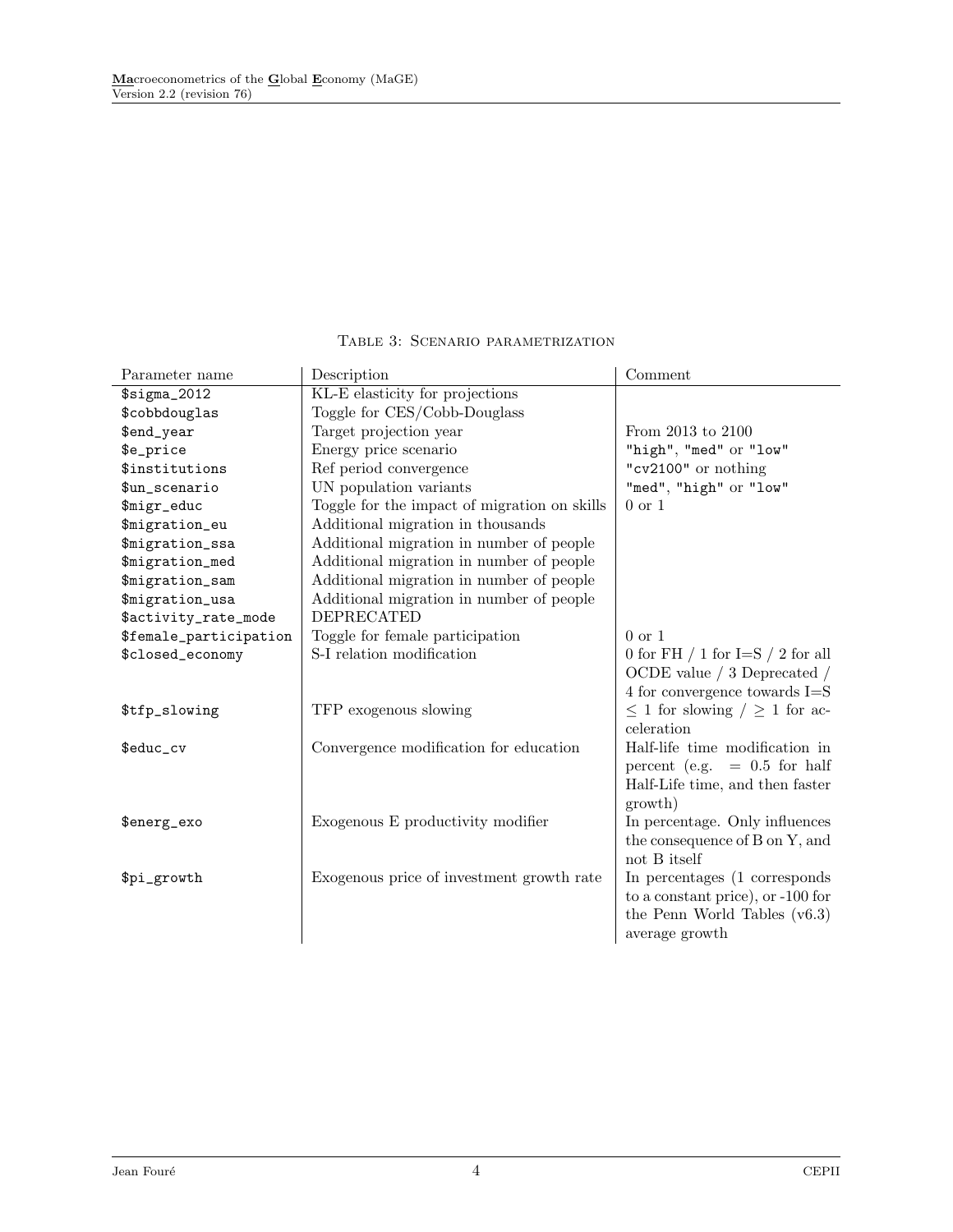Table 3: Scenario parametrization

| Parameter name | Description | Comment |
|---|---|---|
| `$sigma_2012` | KL-E elasticity for projections | |
| `$cobbdouglas` | Toggle for CES/Cobb-Douglass | |
| `$end_year` | Target projection year | From 2013 to 2100 |
| `$e_price` | Energy price scenario | `"high"`, `"med"` or `"low"` |
| `$institutions` | Ref period convergence | `"cv2100"` or nothing |
| `$un_scenario` | UN population variants | `"med"`, `"high"` or `"low"` |
| `$migr_educ` | Toggle for the impact of migration on skills | 0 or 1 |
| `$migration_eu` | Additional migration in thousands | |
| `$migration_ssa` | Additional migration in number of people | |
| `$migration_med` | Additional migration in number of people | |
| `$migration_sam` | Additional migration in number of people | |
| `$migration_usa` | Additional migration in number of people | |
| `$activity_rate_mode` | DEPRECATED | |
| `$female_participation` | Toggle for female participation | 0 or 1 |
| `$closed_economy` | S-I relation modification | 0 for FH / 1 for I=S / 2 for all OCDE value / 3 Deprecated / 4 for convergence towards I=S |
| `$tfp_slowing` | TFP exogenous slowing | $\leq 1$ for slowing / $\geq 1$ for acceleration |
| `$educ_cv` | Convergence modification for education | Half-life time modification in percent (e.g. $= 0.5$ for half Half-Life time, and then faster growth) |
| `$energ_exo` | Exogenous E productivity modifier | In percentage. Only influences the consequence of B on Y, and not B itself |
| `$pi_growth` | Exogenous price of investment growth rate | In percentages (1 corresponds to a constant price), or -100 for the Penn World Tables (v6.3) average growth |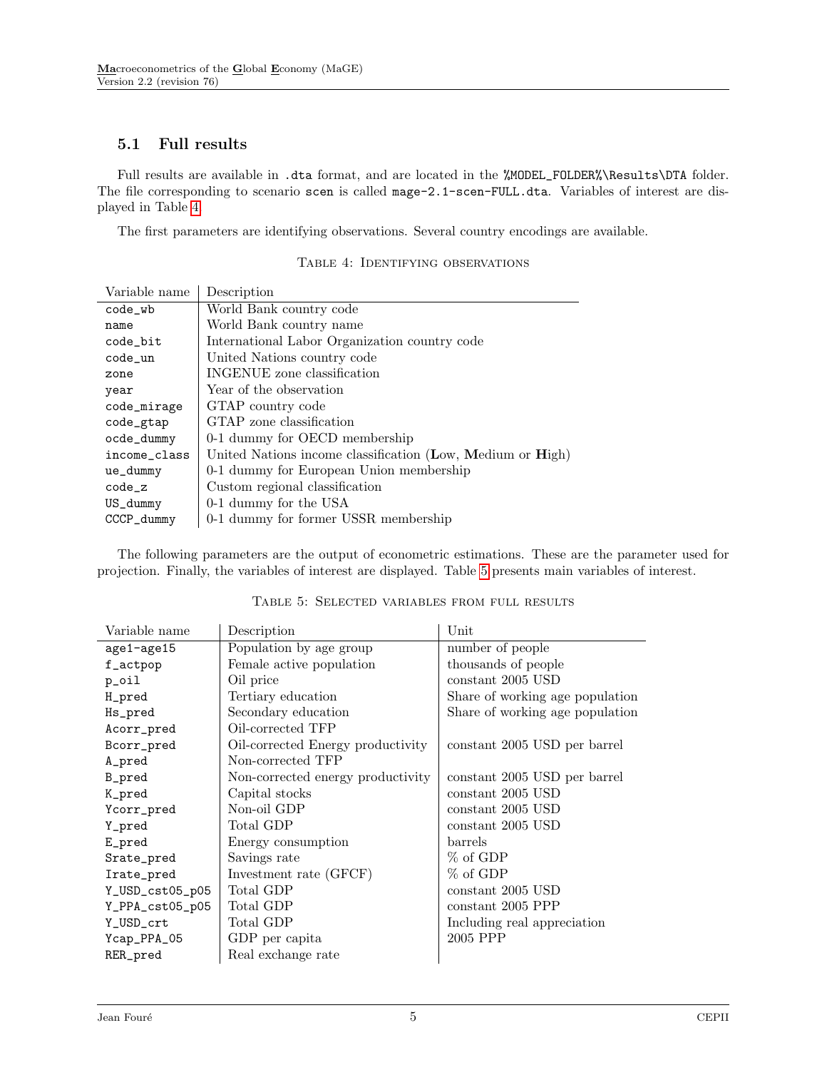## 5.1 Full results

Full results are available in .dta format, and are located in the %MODEL_FOLDER%\Results\DTA folder. The file corresponding to scenario scen is called mage-2.1-scen-FULL.dta. Variables of interest are displayed in Table 4.

The first parameters are identifying observations. Several country encodings are available.

Table 4: Identifying observations

| Variable name | Description |
|---|---|
| code_wb | World Bank country code |
| name | World Bank country name |
| code_bit | International Labor Organization country code |
| code_un | United Nations country code |
| zone | INGENUE zone classification |
| year | Year of the observation |
| code_mirage | GTAP country code |
| code_gtap | GTAP zone classification |
| ocde_dummy | 0-1 dummy for OECD membership |
| income_class | United Nations income classification (**L**ow, **M**edium or **H**igh) |
| ue_dummy | 0-1 dummy for European Union membership |
| code_z | Custom regional classification |
| US_dummy | 0-1 dummy for the USA |
| CCCP_dummy | 0-1 dummy for former USSR membership |

The following parameters are the output of econometric estimations. These are the parameter used for projection. Finally, the variables of interest are displayed. Table 5 presents main variables of interest.

Table 5: Selected variables from full results

| Variable name | Description | Unit |
|---|---|---|
| age1-age15 | Population by age group | number of people |
| f_actpop | Female active population | thousands of people |
| p_oil | Oil price | constant 2005 USD |
| H_pred | Tertiary education | Share of working age population |
| Hs_pred | Secondary education | Share of working age population |
| Acorr_pred | Oil-corrected TFP | |
| Bcorr_pred | Oil-corrected Energy productivity | constant 2005 USD per barrel |
| A_pred | Non-corrected TFP | |
| B_pred | Non-corrected energy productivity | constant 2005 USD per barrel |
| K_pred | Capital stocks | constant 2005 USD |
| Ycorr_pred | Non-oil GDP | constant 2005 USD |
| Y_pred | Total GDP | constant 2005 USD |
| E_pred | Energy consumption | barrels |
| Srate_pred | Savings rate | % of GDP |
| Irate_pred | Investment rate (GFCF) | % of GDP |
| Y_USD_cst05_p05 | Total GDP | constant 2005 USD |
| Y_PPA_cst05_p05 | Total GDP | constant 2005 PPP |
| Y_USD_crt | Total GDP | Including real appreciation |
| Ycap_PPA_05 | GDP per capita | 2005 PPP |
| RER_pred | Real exchange rate | |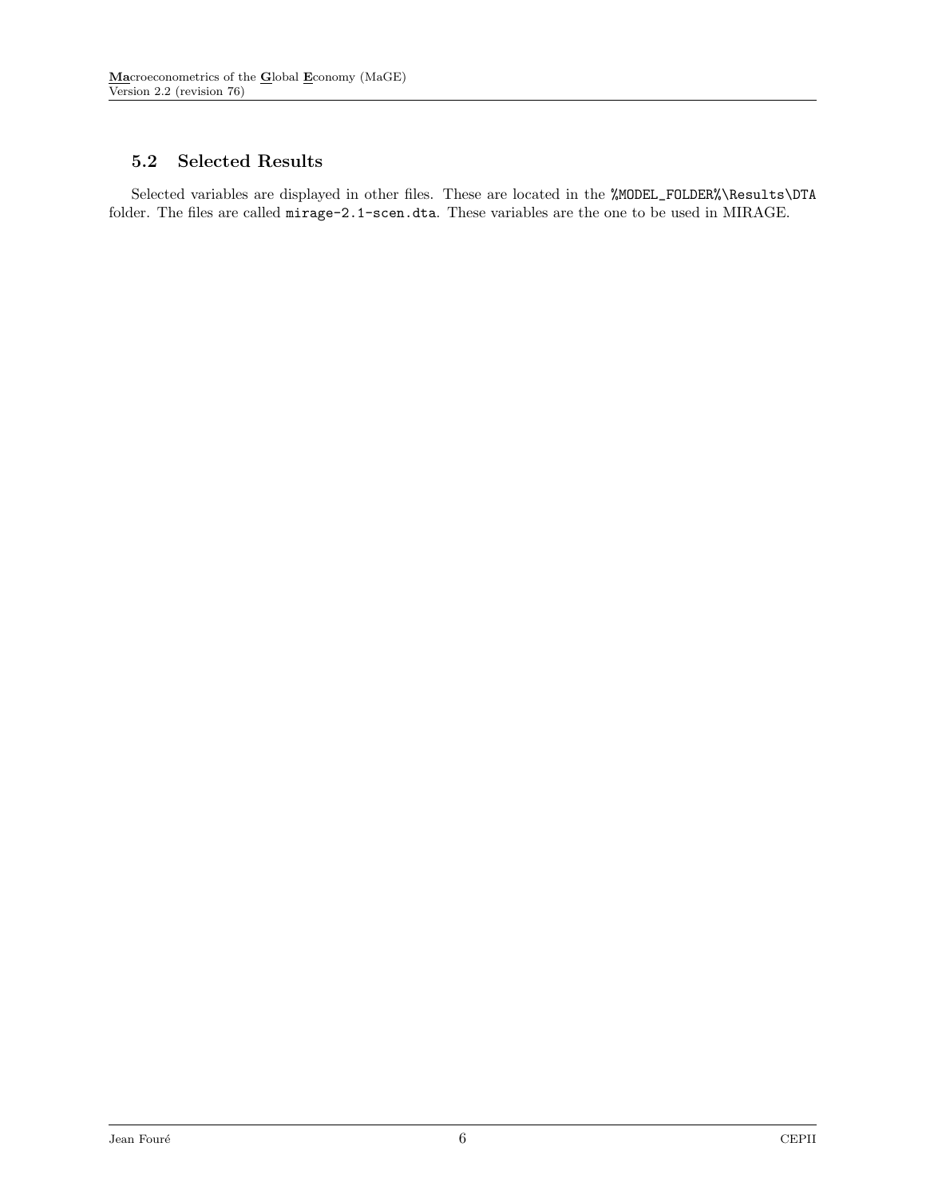## 5.2 Selected Results

Selected variables are displayed in other files. These are located in the `%MODEL_FOLDER%\Results\DTA` folder. The files are called `mirage-2.1-scen.dta`. These variables are the one to be used in MIRAGE.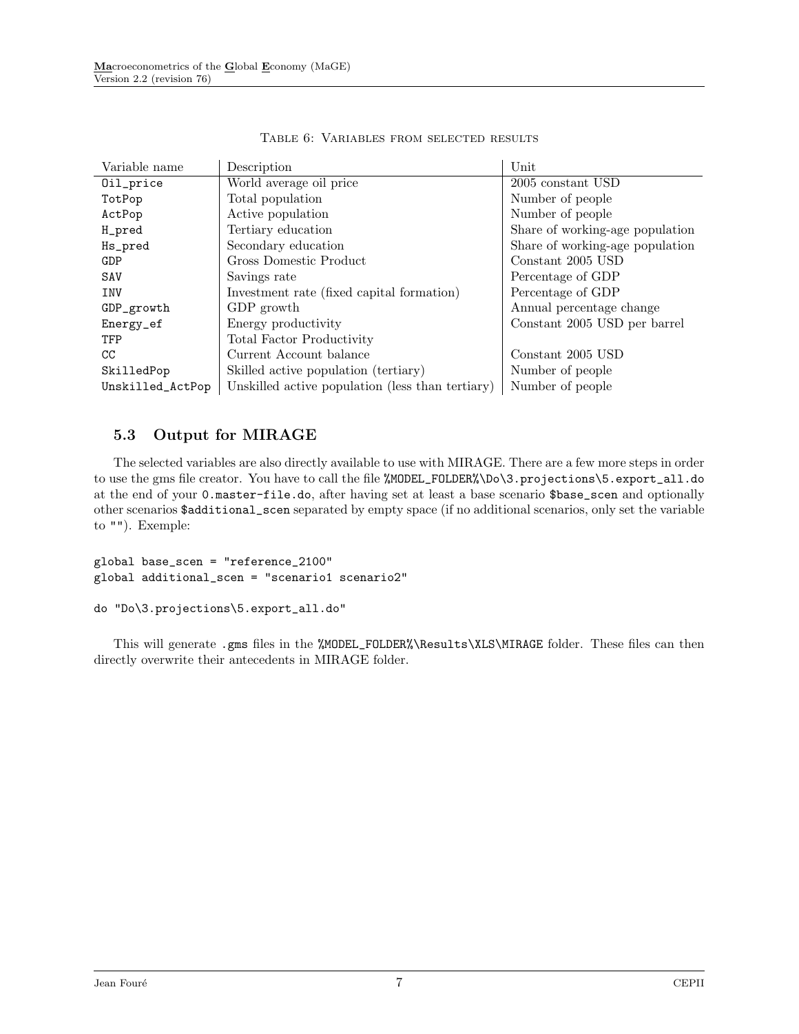Table 6: Variables from selected results

| Variable name | Description | Unit |
|---|---|---|
| Oil_price | World average oil price | 2005 constant USD |
| TotPop | Total population | Number of people |
| ActPop | Active population | Number of people |
| H_pred | Tertiary education | Share of working-age population |
| Hs_pred | Secondary education | Share of working-age population |
| GDP | Gross Domestic Product | Constant 2005 USD |
| SAV | Savings rate | Percentage of GDP |
| INV | Investment rate (fixed capital formation) | Percentage of GDP |
| GDP_growth | GDP growth | Annual percentage change |
| Energy_ef | Energy productivity | Constant 2005 USD per barrel |
| TFP | Total Factor Productivity | |
| CC | Current Account balance | Constant 2005 USD |
| SkilledPop | Skilled active population (tertiary) | Number of people |
| Unskilled_ActPop | Unskilled active population (less than tertiary) | Number of people |

## 5.3 Output for MIRAGE

The selected variables are also directly available to use with MIRAGE. There are a few more steps in order to use the gms file creator. You have to call the file `%MODEL_FOLDER%\Do\3.projections\5.export_all.do` at the end of your `0.master-file.do`, after having set at least a base scenario `$base_scen` and optionally other scenarios `$additional_scen` separated by empty space (if no additional scenarios, only set the variable to `""`). Exemple:

```
global base_scen = "reference_2100"
global additional_scen = "scenario1 scenario2"

do "Do\3.projections\5.export_all.do"
```

This will generate `.gms` files in the `%MODEL_FOLDER%\Results\XLS\MIRAGE` folder. These files can then directly overwrite their antecedents in MIRAGE folder.